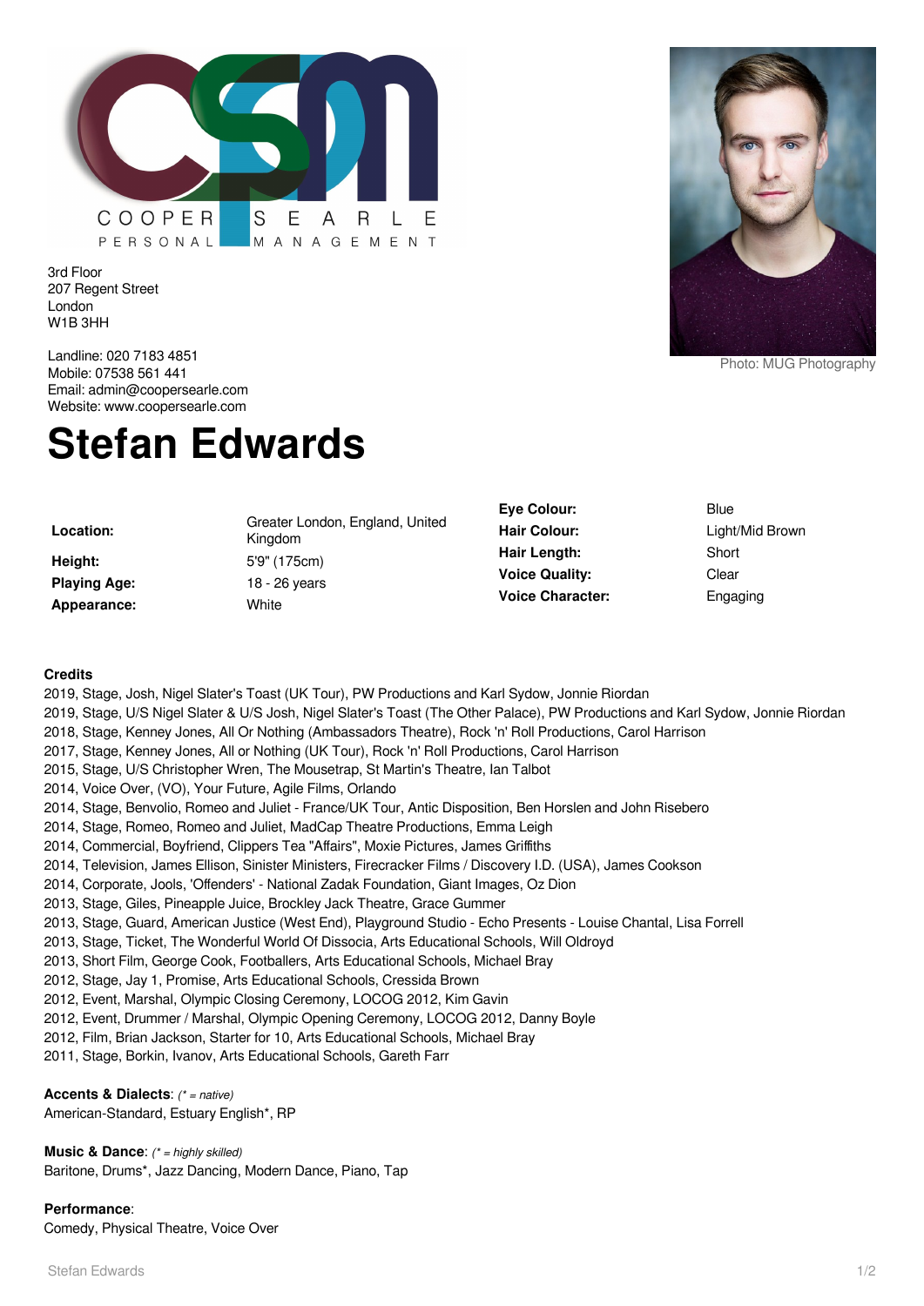COOPER SEARLE PERSONAL MANAGEMENT

3rd Floor
207 Regent Street
London
W1B 3HH

Landline: 020 7183 4851
Mobile: 07538 561 441
Email: admin@coopersearle.com
Website: www.coopersearle.com

Photo: MUG Photography

# Stefan Edwards

| | |
|---|---|
| **Location:** | Greater London, England, United Kingdom |
| **Height:** | 5'9" (175cm) |
| **Playing Age:** | 18 - 26 years |
| **Appearance:** | White |

| | |
|---|---|
| **Eye Colour:** | Blue |
| **Hair Colour:** | Light/Mid Brown |
| **Hair Length:** | Short |
| **Voice Quality:** | Clear |
| **Voice Character:** | Engaging |

**Credits**

2019, Stage, Josh, Nigel Slater's Toast (UK Tour), PW Productions and Karl Sydow, Jonnie Riordan
2019, Stage, U/S Nigel Slater & U/S Josh, Nigel Slater's Toast (The Other Palace), PW Productions and Karl Sydow, Jonnie Riordan
2018, Stage, Kenney Jones, All Or Nothing (Ambassadors Theatre), Rock 'n' Roll Productions, Carol Harrison
2017, Stage, Kenney Jones, All or Nothing (UK Tour), Rock 'n' Roll Productions, Carol Harrison
2015, Stage, U/S Christopher Wren, The Mousetrap, St Martin's Theatre, Ian Talbot
2014, Voice Over, (VO), Your Future, Agile Films, Orlando
2014, Stage, Benvolio, Romeo and Juliet - France/UK Tour, Antic Disposition, Ben Horslen and John Risebero
2014, Stage, Romeo, Romeo and Juliet, MadCap Theatre Productions, Emma Leigh
2014, Commercial, Boyfriend, Clippers Tea "Affairs", Moxie Pictures, James Griffiths
2014, Television, James Ellison, Sinister Ministers, Firecracker Films / Discovery I.D. (USA), James Cookson
2014, Corporate, Jools, 'Offenders' - National Zadak Foundation, Giant Images, Oz Dion
2013, Stage, Giles, Pineapple Juice, Brockley Jack Theatre, Grace Gummer
2013, Stage, Guard, American Justice (West End), Playground Studio - Echo Presents - Louise Chantal, Lisa Forrell
2013, Stage, Ticket, The Wonderful World Of Dissocia, Arts Educational Schools, Will Oldroyd
2013, Short Film, George Cook, Footballers, Arts Educational Schools, Michael Bray
2012, Stage, Jay 1, Promise, Arts Educational Schools, Cressida Brown
2012, Event, Marshal, Olympic Closing Ceremony, LOCOG 2012, Kim Gavin
2012, Event, Drummer / Marshal, Olympic Opening Ceremony, LOCOG 2012, Danny Boyle
2012, Film, Brian Jackson, Starter for 10, Arts Educational Schools, Michael Bray
2011, Stage, Borkin, Ivanov, Arts Educational Schools, Gareth Farr

**Accents & Dialects**: *(* = native)*
American-Standard, Estuary English*, RP

**Music & Dance**: *(* = highly skilled)*
Baritone, Drums*, Jazz Dancing, Modern Dance, Piano, Tap

**Performance**:
Comedy, Physical Theatre, Voice Over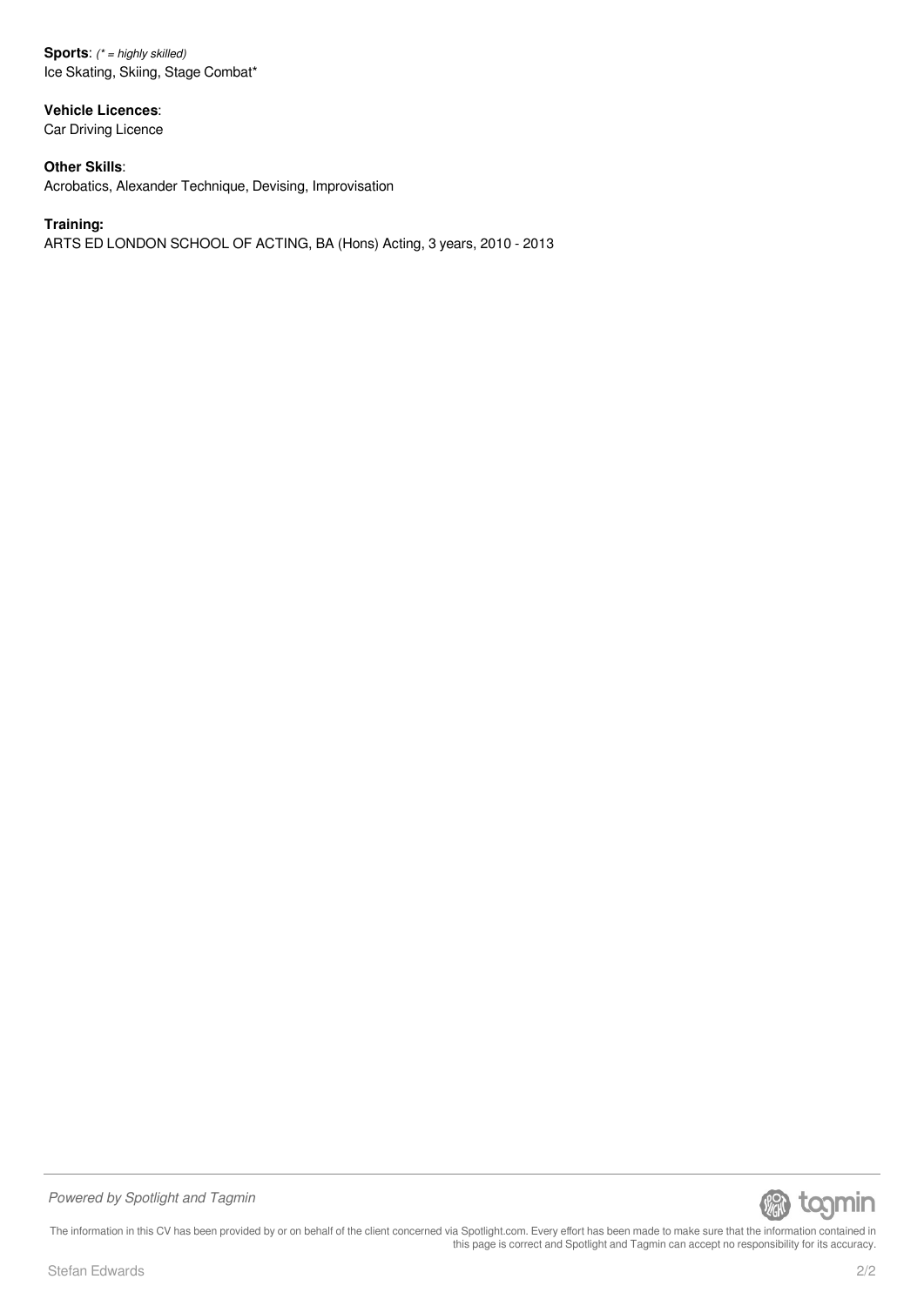**Sports**: *(* = highly skilled)*
Ice Skating, Skiing, Stage Combat*

**Vehicle Licences**:
Car Driving Licence

**Other Skills**:
Acrobatics, Alexander Technique, Devising, Improvisation

**Training:**
ARTS ED LONDON SCHOOL OF ACTING, BA (Hons) Acting, 3 years, 2010 - 2013

*Powered by Spotlight and Tagmin*

The information in this CV has been provided by or on behalf of the client concerned via Spotlight.com. Every effort has been made to make sure that the information contained in this page is correct and Spotlight and Tagmin can accept no responsibility for its accuracy.